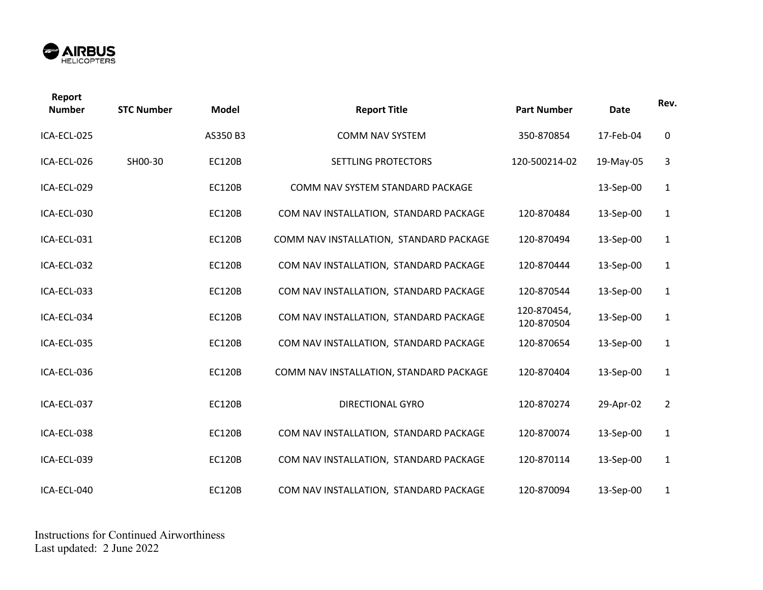AIRBUS HELICOPTERS

| Report Number | STC Number | Model | Report Title | Part Number | Date | Rev. |
|---|---|---|---|---|---|---|
| ICA-ECL-025 | | AS350 B3 | COMM NAV SYSTEM | 350-870854 | 17-Feb-04 | 0 |
| ICA-ECL-026 | SH00-30 | EC120B | SETTLING PROTECTORS | 120-500214-02 | 19-May-05 | 3 |
| ICA-ECL-029 | | EC120B | COMM NAV SYSTEM STANDARD PACKAGE | | 13-Sep-00 | 1 |
| ICA-ECL-030 | | EC120B | COM NAV INSTALLATION, STANDARD PACKAGE | 120-870484 | 13-Sep-00 | 1 |
| ICA-ECL-031 | | EC120B | COMM NAV INSTALLATION, STANDARD PACKAGE | 120-870494 | 13-Sep-00 | 1 |
| ICA-ECL-032 | | EC120B | COM NAV INSTALLATION, STANDARD PACKAGE | 120-870444 | 13-Sep-00 | 1 |
| ICA-ECL-033 | | EC120B | COM NAV INSTALLATION, STANDARD PACKAGE | 120-870544 | 13-Sep-00 | 1 |
| ICA-ECL-034 | | EC120B | COM NAV INSTALLATION, STANDARD PACKAGE | 120-870454, 120-870504 | 13-Sep-00 | 1 |
| ICA-ECL-035 | | EC120B | COM NAV INSTALLATION, STANDARD PACKAGE | 120-870654 | 13-Sep-00 | 1 |
| ICA-ECL-036 | | EC120B | COMM NAV INSTALLATION, STANDARD PACKAGE | 120-870404 | 13-Sep-00 | 1 |
| ICA-ECL-037 | | EC120B | DIRECTIONAL GYRO | 120-870274 | 29-Apr-02 | 2 |
| ICA-ECL-038 | | EC120B | COM NAV INSTALLATION, STANDARD PACKAGE | 120-870074 | 13-Sep-00 | 1 |
| ICA-ECL-039 | | EC120B | COM NAV INSTALLATION, STANDARD PACKAGE | 120-870114 | 13-Sep-00 | 1 |
| ICA-ECL-040 | | EC120B | COM NAV INSTALLATION, STANDARD PACKAGE | 120-870094 | 13-Sep-00 | 1 |

Instructions for Continued Airworthiness
Last updated: 2 June 2022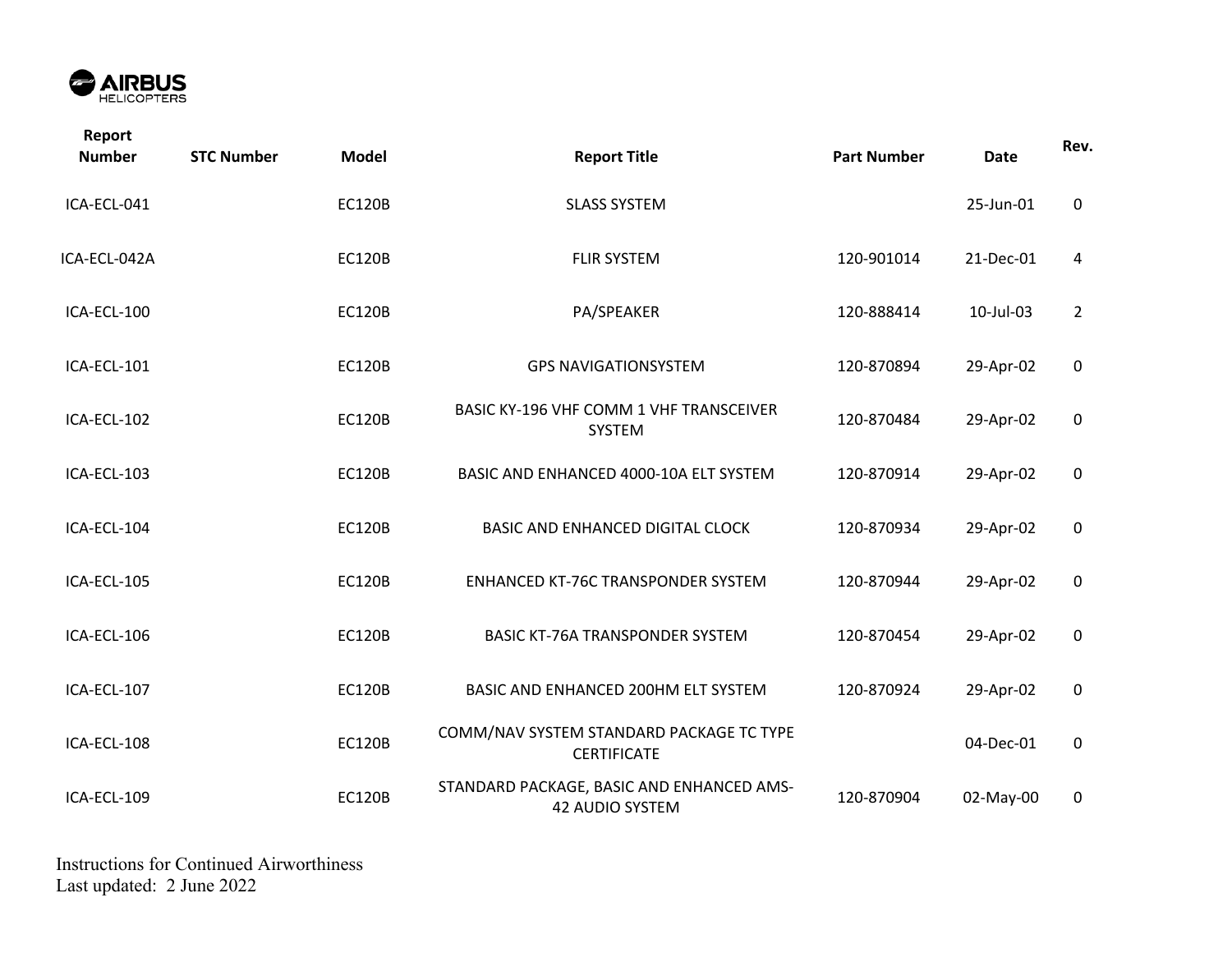| Report Number | STC Number | Model | Report Title | Part Number | Date | Rev. |
|---|---|---|---|---|---|---|
| ICA-ECL-041 | | EC120B | SLASS SYSTEM | | 25-Jun-01 | 0 |
| ICA-ECL-042A | | EC120B | FLIR SYSTEM | 120-901014 | 21-Dec-01 | 4 |
| ICA-ECL-100 | | EC120B | PA/SPEAKER | 120-888414 | 10-Jul-03 | 2 |
| ICA-ECL-101 | | EC120B | GPS NAVIGATIONSYSTEM | 120-870894 | 29-Apr-02 | 0 |
| ICA-ECL-102 | | EC120B | BASIC KY-196 VHF COMM 1 VHF TRANSCEIVER SYSTEM | 120-870484 | 29-Apr-02 | 0 |
| ICA-ECL-103 | | EC120B | BASIC AND ENHANCED 4000-10A ELT SYSTEM | 120-870914 | 29-Apr-02 | 0 |
| ICA-ECL-104 | | EC120B | BASIC AND ENHANCED DIGITAL CLOCK | 120-870934 | 29-Apr-02 | 0 |
| ICA-ECL-105 | | EC120B | ENHANCED KT-76C TRANSPONDER SYSTEM | 120-870944 | 29-Apr-02 | 0 |
| ICA-ECL-106 | | EC120B | BASIC KT-76A TRANSPONDER SYSTEM | 120-870454 | 29-Apr-02 | 0 |
| ICA-ECL-107 | | EC120B | BASIC AND ENHANCED 200HM ELT SYSTEM | 120-870924 | 29-Apr-02 | 0 |
| ICA-ECL-108 | | EC120B | COMM/NAV SYSTEM STANDARD PACKAGE TC TYPE CERTIFICATE | | 04-Dec-01 | 0 |
| ICA-ECL-109 | | EC120B | STANDARD PACKAGE, BASIC AND ENHANCED AMS-42 AUDIO SYSTEM | 120-870904 | 02-May-00 | 0 |

Instructions for Continued Airworthiness
Last updated: 2 June 2022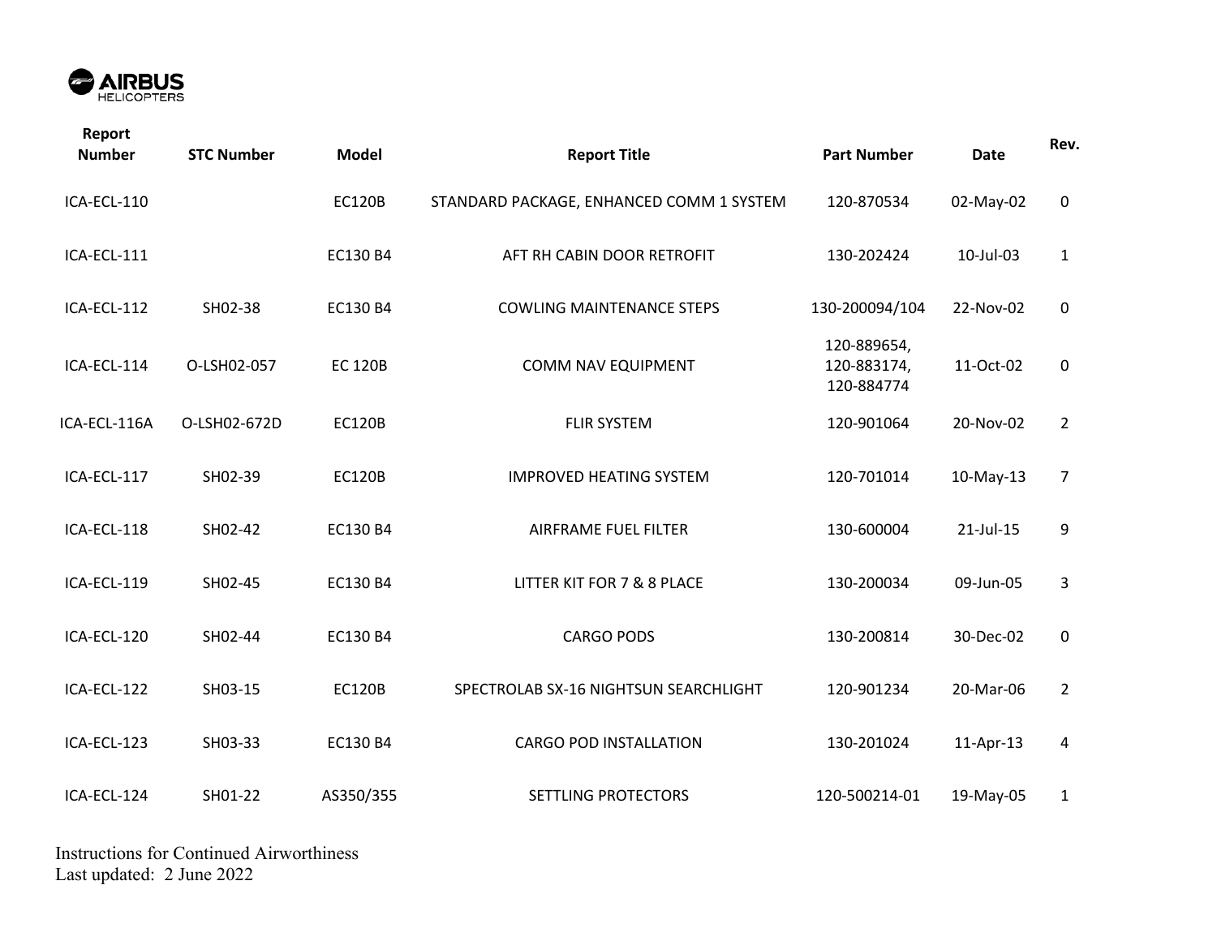| Report Number | STC Number | Model | Report Title | Part Number | Date | Rev. |
|---|---|---|---|---|---|---|
| ICA-ECL-110 | | EC120B | STANDARD PACKAGE, ENHANCED COMM 1 SYSTEM | 120-870534 | 02-May-02 | 0 |
| ICA-ECL-111 | | EC130 B4 | AFT RH CABIN DOOR RETROFIT | 130-202424 | 10-Jul-03 | 1 |
| ICA-ECL-112 | SH02-38 | EC130 B4 | COWLING MAINTENANCE STEPS | 130-200094/104 | 22-Nov-02 | 0 |
| ICA-ECL-114 | O-LSH02-057 | EC 120B | COMM NAV EQUIPMENT | 120-889654, 120-883174, 120-884774 | 11-Oct-02 | 0 |
| ICA-ECL-116A | O-LSH02-672D | EC120B | FLIR SYSTEM | 120-901064 | 20-Nov-02 | 2 |
| ICA-ECL-117 | SH02-39 | EC120B | IMPROVED HEATING SYSTEM | 120-701014 | 10-May-13 | 7 |
| ICA-ECL-118 | SH02-42 | EC130 B4 | AIRFRAME FUEL FILTER | 130-600004 | 21-Jul-15 | 9 |
| ICA-ECL-119 | SH02-45 | EC130 B4 | LITTER KIT FOR 7 & 8 PLACE | 130-200034 | 09-Jun-05 | 3 |
| ICA-ECL-120 | SH02-44 | EC130 B4 | CARGO PODS | 130-200814 | 30-Dec-02 | 0 |
| ICA-ECL-122 | SH03-15 | EC120B | SPECTROLAB SX-16 NIGHTSUN SEARCHLIGHT | 120-901234 | 20-Mar-06 | 2 |
| ICA-ECL-123 | SH03-33 | EC130 B4 | CARGO POD INSTALLATION | 130-201024 | 11-Apr-13 | 4 |
| ICA-ECL-124 | SH01-22 | AS350/355 | SETTLING PROTECTORS | 120-500214-01 | 19-May-05 | 1 |

Instructions for Continued Airworthiness
Last updated: 2 June 2022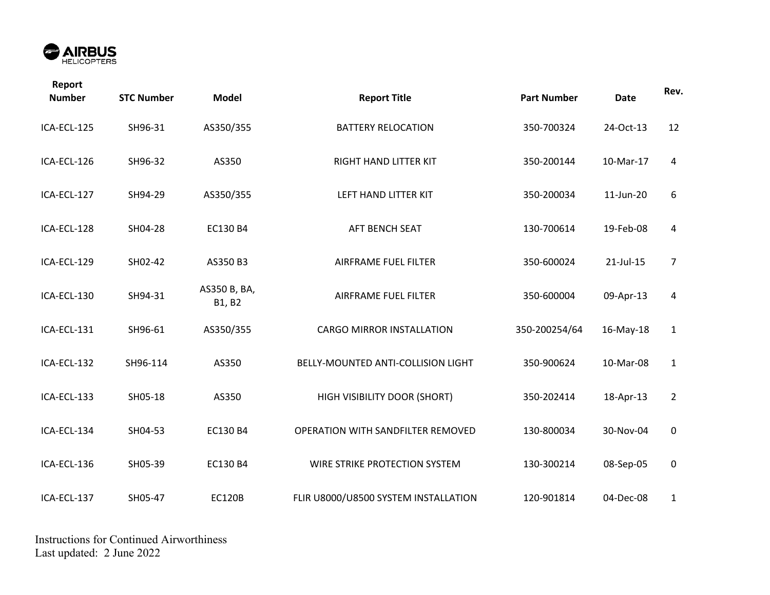| Report Number | STC Number | Model | Report Title | Part Number | Date | Rev. |
|---|---|---|---|---|---|---|
| ICA-ECL-125 | SH96-31 | AS350/355 | BATTERY RELOCATION | 350-700324 | 24-Oct-13 | 12 |
| ICA-ECL-126 | SH96-32 | AS350 | RIGHT HAND LITTER KIT | 350-200144 | 10-Mar-17 | 4 |
| ICA-ECL-127 | SH94-29 | AS350/355 | LEFT HAND LITTER KIT | 350-200034 | 11-Jun-20 | 6 |
| ICA-ECL-128 | SH04-28 | EC130 B4 | AFT BENCH SEAT | 130-700614 | 19-Feb-08 | 4 |
| ICA-ECL-129 | SH02-42 | AS350 B3 | AIRFRAME FUEL FILTER | 350-600024 | 21-Jul-15 | 7 |
| ICA-ECL-130 | SH94-31 | AS350 B, BA, B1, B2 | AIRFRAME FUEL FILTER | 350-600004 | 09-Apr-13 | 4 |
| ICA-ECL-131 | SH96-61 | AS350/355 | CARGO MIRROR INSTALLATION | 350-200254/64 | 16-May-18 | 1 |
| ICA-ECL-132 | SH96-114 | AS350 | BELLY-MOUNTED ANTI-COLLISION LIGHT | 350-900624 | 10-Mar-08 | 1 |
| ICA-ECL-133 | SH05-18 | AS350 | HIGH VISIBILITY DOOR (SHORT) | 350-202414 | 18-Apr-13 | 2 |
| ICA-ECL-134 | SH04-53 | EC130 B4 | OPERATION WITH SANDFILTER REMOVED | 130-800034 | 30-Nov-04 | 0 |
| ICA-ECL-136 | SH05-39 | EC130 B4 | WIRE STRIKE PROTECTION SYSTEM | 130-300214 | 08-Sep-05 | 0 |
| ICA-ECL-137 | SH05-47 | EC120B | FLIR U8000/U8500 SYSTEM INSTALLATION | 120-901814 | 04-Dec-08 | 1 |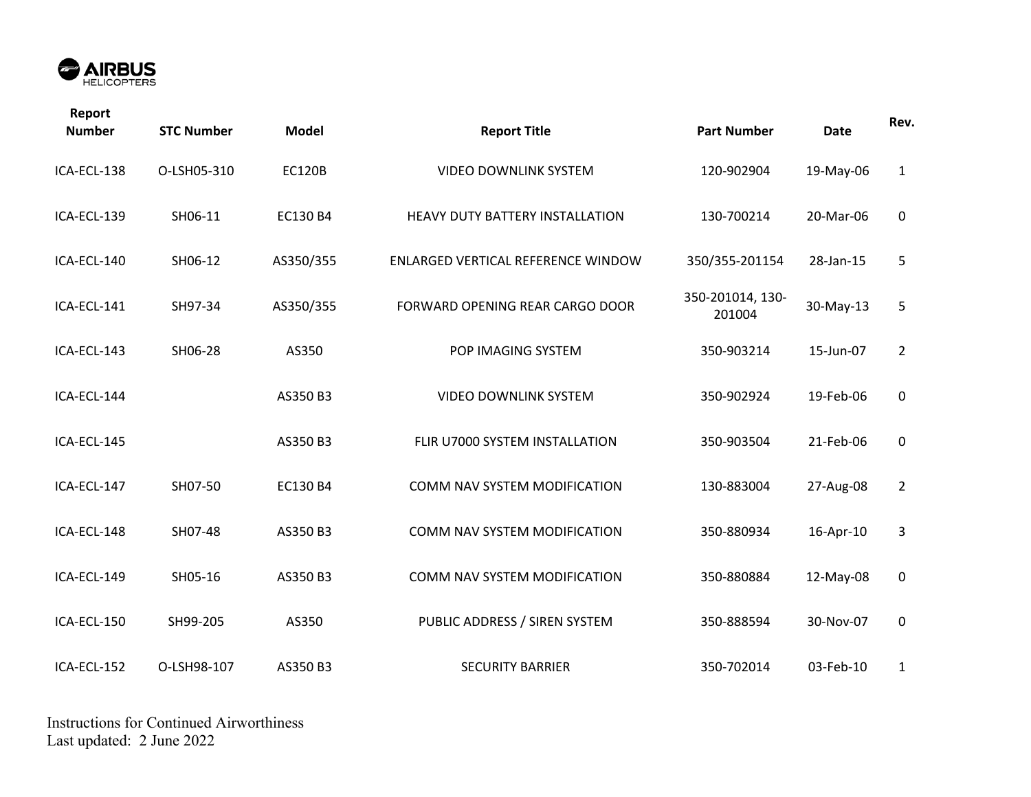| Report Number | STC Number | Model | Report Title | Part Number | Date | Rev. |
|---|---|---|---|---|---|---|
| ICA-ECL-138 | O-LSH05-310 | EC120B | VIDEO DOWNLINK SYSTEM | 120-902904 | 19-May-06 | 1 |
| ICA-ECL-139 | SH06-11 | EC130 B4 | HEAVY DUTY BATTERY INSTALLATION | 130-700214 | 20-Mar-06 | 0 |
| ICA-ECL-140 | SH06-12 | AS350/355 | ENLARGED VERTICAL REFERENCE WINDOW | 350/355-201154 | 28-Jan-15 | 5 |
| ICA-ECL-141 | SH97-34 | AS350/355 | FORWARD OPENING REAR CARGO DOOR | 350-201014, 130-201004 | 30-May-13 | 5 |
| ICA-ECL-143 | SH06-28 | AS350 | POP IMAGING SYSTEM | 350-903214 | 15-Jun-07 | 2 |
| ICA-ECL-144 | | AS350 B3 | VIDEO DOWNLINK SYSTEM | 350-902924 | 19-Feb-06 | 0 |
| ICA-ECL-145 | | AS350 B3 | FLIR U7000 SYSTEM INSTALLATION | 350-903504 | 21-Feb-06 | 0 |
| ICA-ECL-147 | SH07-50 | EC130 B4 | COMM NAV SYSTEM MODIFICATION | 130-883004 | 27-Aug-08 | 2 |
| ICA-ECL-148 | SH07-48 | AS350 B3 | COMM NAV SYSTEM MODIFICATION | 350-880934 | 16-Apr-10 | 3 |
| ICA-ECL-149 | SH05-16 | AS350 B3 | COMM NAV SYSTEM MODIFICATION | 350-880884 | 12-May-08 | 0 |
| ICA-ECL-150 | SH99-205 | AS350 | PUBLIC ADDRESS / SIREN SYSTEM | 350-888594 | 30-Nov-07 | 0 |
| ICA-ECL-152 | O-LSH98-107 | AS350 B3 | SECURITY BARRIER | 350-702014 | 03-Feb-10 | 1 |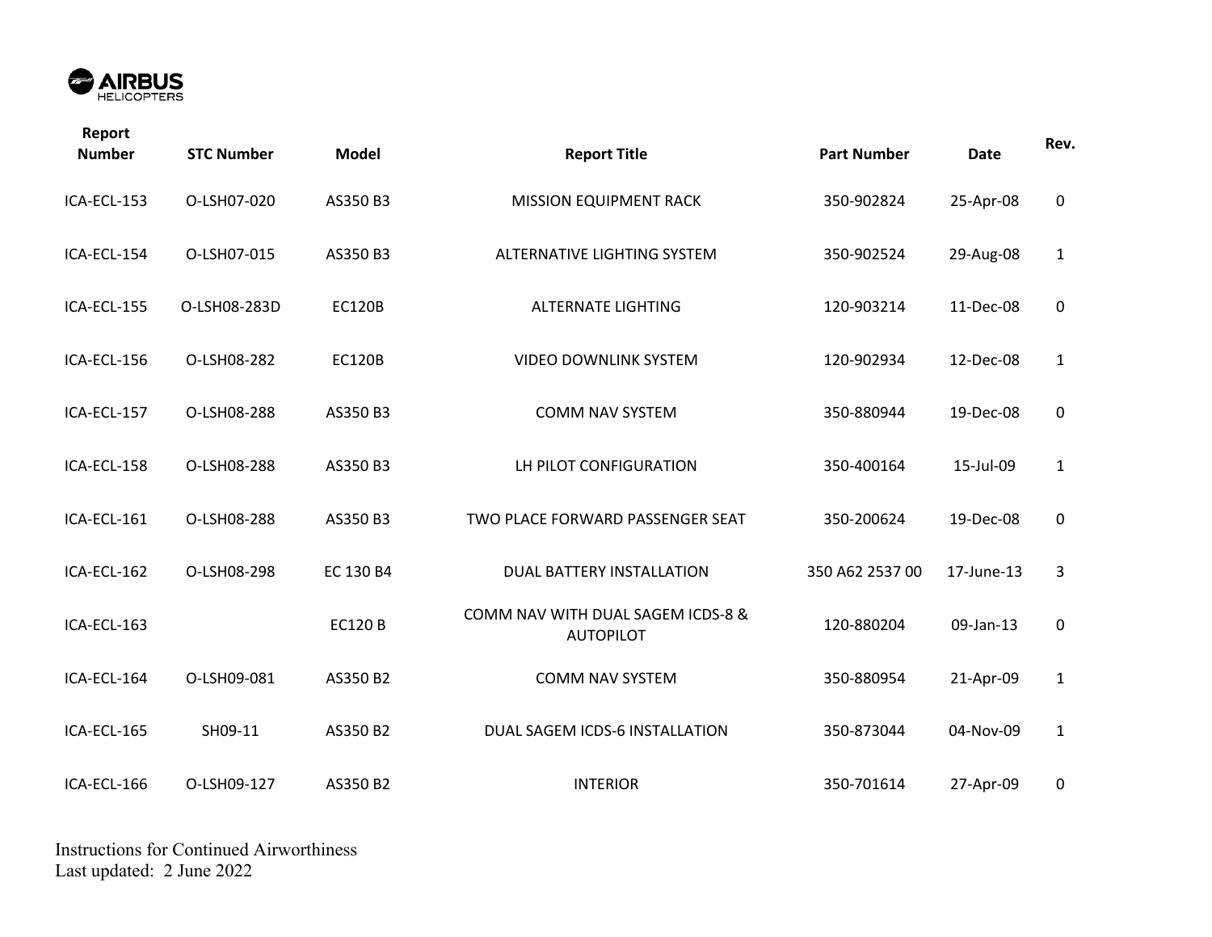| Report Number | STC Number | Model | Report Title | Part Number | Date | Rev. |
|---|---|---|---|---|---|---|
| ICA-ECL-153 | O-LSH07-020 | AS350 B3 | MISSION EQUIPMENT RACK | 350-902824 | 25-Apr-08 | 0 |
| ICA-ECL-154 | O-LSH07-015 | AS350 B3 | ALTERNATIVE LIGHTING SYSTEM | 350-902524 | 29-Aug-08 | 1 |
| ICA-ECL-155 | O-LSH08-283D | EC120B | ALTERNATE LIGHTING | 120-903214 | 11-Dec-08 | 0 |
| ICA-ECL-156 | O-LSH08-282 | EC120B | VIDEO DOWNLINK SYSTEM | 120-902934 | 12-Dec-08 | 1 |
| ICA-ECL-157 | O-LSH08-288 | AS350 B3 | COMM NAV SYSTEM | 350-880944 | 19-Dec-08 | 0 |
| ICA-ECL-158 | O-LSH08-288 | AS350 B3 | LH PILOT CONFIGURATION | 350-400164 | 15-Jul-09 | 1 |
| ICA-ECL-161 | O-LSH08-288 | AS350 B3 | TWO PLACE FORWARD PASSENGER SEAT | 350-200624 | 19-Dec-08 | 0 |
| ICA-ECL-162 | O-LSH08-298 | EC 130 B4 | DUAL BATTERY INSTALLATION | 350 A62 2537 00 | 17-June-13 | 3 |
| ICA-ECL-163 | | EC120 B | COMM NAV WITH DUAL SAGEM ICDS-8 & AUTOPILOT | 120-880204 | 09-Jan-13 | 0 |
| ICA-ECL-164 | O-LSH09-081 | AS350 B2 | COMM NAV SYSTEM | 350-880954 | 21-Apr-09 | 1 |
| ICA-ECL-165 | SH09-11 | AS350 B2 | DUAL SAGEM ICDS-6 INSTALLATION | 350-873044 | 04-Nov-09 | 1 |
| ICA-ECL-166 | O-LSH09-127 | AS350 B2 | INTERIOR | 350-701614 | 27-Apr-09 | 0 |

Instructions for Continued Airworthiness
Last updated: 2 June 2022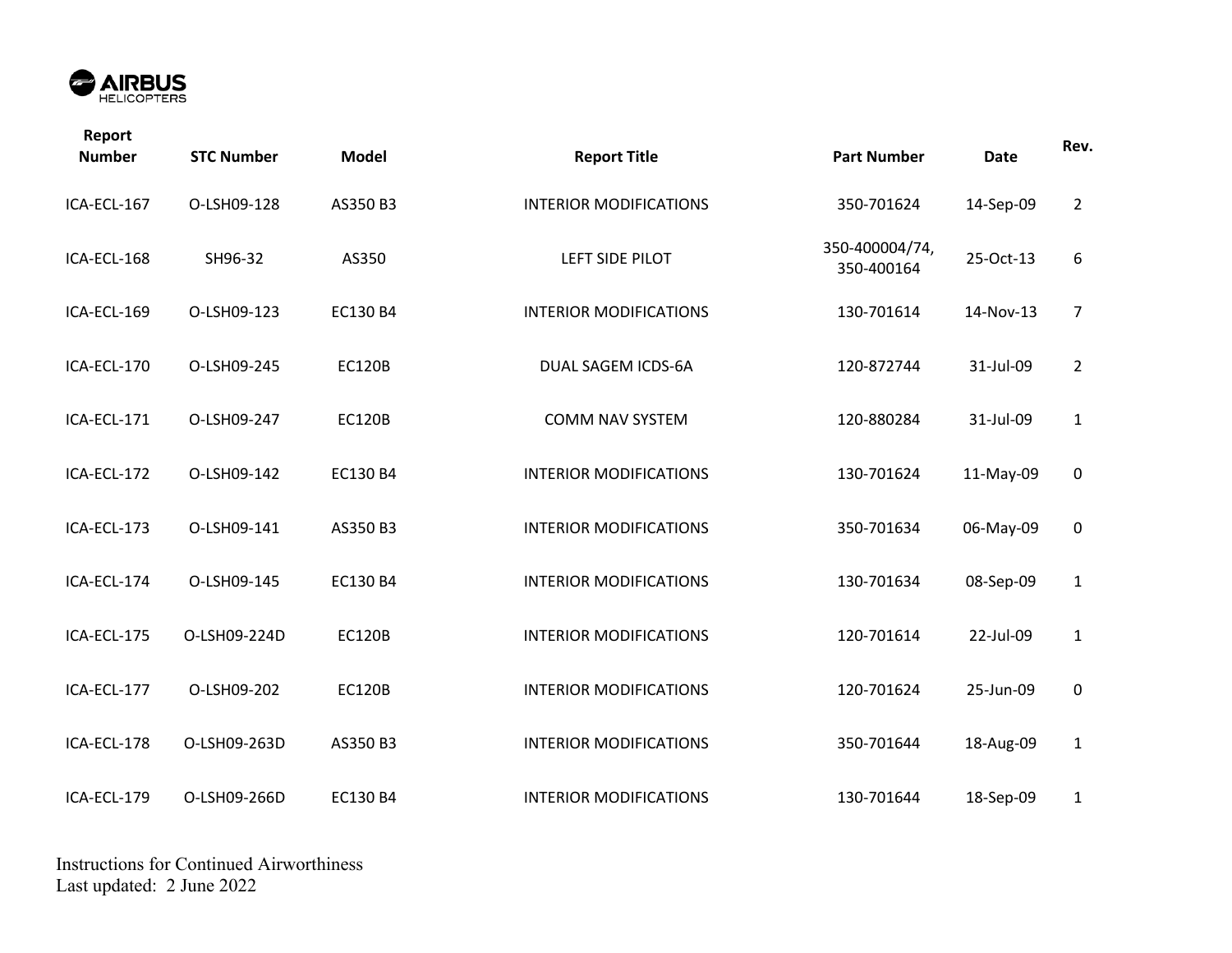| Report Number | STC Number | Model | Report Title | Part Number | Date | Rev. |
|---|---|---|---|---|---|---|
| ICA-ECL-167 | O-LSH09-128 | AS350 B3 | INTERIOR MODIFICATIONS | 350-701624 | 14-Sep-09 | 2 |
| ICA-ECL-168 | SH96-32 | AS350 | LEFT SIDE PILOT | 350-400004/74, 350-400164 | 25-Oct-13 | 6 |
| ICA-ECL-169 | O-LSH09-123 | EC130 B4 | INTERIOR MODIFICATIONS | 130-701614 | 14-Nov-13 | 7 |
| ICA-ECL-170 | O-LSH09-245 | EC120B | DUAL SAGEM ICDS-6A | 120-872744 | 31-Jul-09 | 2 |
| ICA-ECL-171 | O-LSH09-247 | EC120B | COMM NAV SYSTEM | 120-880284 | 31-Jul-09 | 1 |
| ICA-ECL-172 | O-LSH09-142 | EC130 B4 | INTERIOR MODIFICATIONS | 130-701624 | 11-May-09 | 0 |
| ICA-ECL-173 | O-LSH09-141 | AS350 B3 | INTERIOR MODIFICATIONS | 350-701634 | 06-May-09 | 0 |
| ICA-ECL-174 | O-LSH09-145 | EC130 B4 | INTERIOR MODIFICATIONS | 130-701634 | 08-Sep-09 | 1 |
| ICA-ECL-175 | O-LSH09-224D | EC120B | INTERIOR MODIFICATIONS | 120-701614 | 22-Jul-09 | 1 |
| ICA-ECL-177 | O-LSH09-202 | EC120B | INTERIOR MODIFICATIONS | 120-701624 | 25-Jun-09 | 0 |
| ICA-ECL-178 | O-LSH09-263D | AS350 B3 | INTERIOR MODIFICATIONS | 350-701644 | 18-Aug-09 | 1 |
| ICA-ECL-179 | O-LSH09-266D | EC130 B4 | INTERIOR MODIFICATIONS | 130-701644 | 18-Sep-09 | 1 |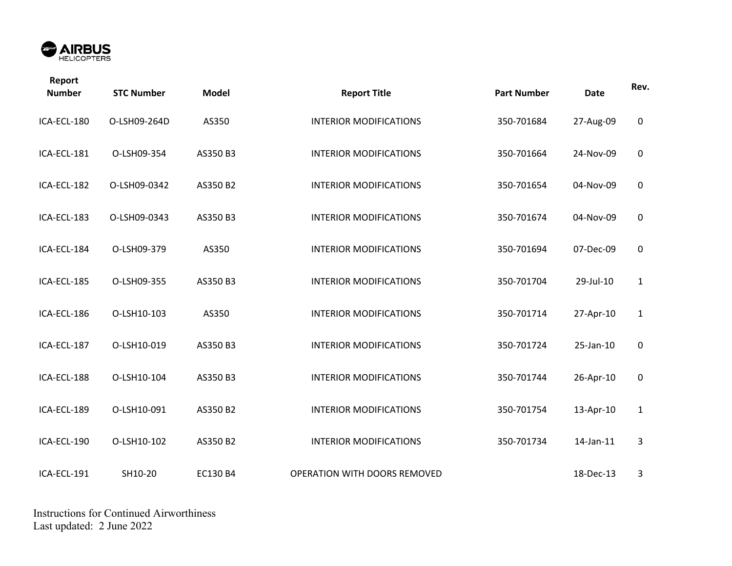| Report Number | STC Number | Model | Report Title | Part Number | Date | Rev. |
|---|---|---|---|---|---|---|
| ICA-ECL-180 | O-LSH09-264D | AS350 | INTERIOR MODIFICATIONS | 350-701684 | 27-Aug-09 | 0 |
| ICA-ECL-181 | O-LSH09-354 | AS350 B3 | INTERIOR MODIFICATIONS | 350-701664 | 24-Nov-09 | 0 |
| ICA-ECL-182 | O-LSH09-0342 | AS350 B2 | INTERIOR MODIFICATIONS | 350-701654 | 04-Nov-09 | 0 |
| ICA-ECL-183 | O-LSH09-0343 | AS350 B3 | INTERIOR MODIFICATIONS | 350-701674 | 04-Nov-09 | 0 |
| ICA-ECL-184 | O-LSH09-379 | AS350 | INTERIOR MODIFICATIONS | 350-701694 | 07-Dec-09 | 0 |
| ICA-ECL-185 | O-LSH09-355 | AS350 B3 | INTERIOR MODIFICATIONS | 350-701704 | 29-Jul-10 | 1 |
| ICA-ECL-186 | O-LSH10-103 | AS350 | INTERIOR MODIFICATIONS | 350-701714 | 27-Apr-10 | 1 |
| ICA-ECL-187 | O-LSH10-019 | AS350 B3 | INTERIOR MODIFICATIONS | 350-701724 | 25-Jan-10 | 0 |
| ICA-ECL-188 | O-LSH10-104 | AS350 B3 | INTERIOR MODIFICATIONS | 350-701744 | 26-Apr-10 | 0 |
| ICA-ECL-189 | O-LSH10-091 | AS350 B2 | INTERIOR MODIFICATIONS | 350-701754 | 13-Apr-10 | 1 |
| ICA-ECL-190 | O-LSH10-102 | AS350 B2 | INTERIOR MODIFICATIONS | 350-701734 | 14-Jan-11 | 3 |
| ICA-ECL-191 | SH10-20 | EC130 B4 | OPERATION WITH DOORS REMOVED | | 18-Dec-13 | 3 |

Instructions for Continued Airworthiness
Last updated: 2 June 2022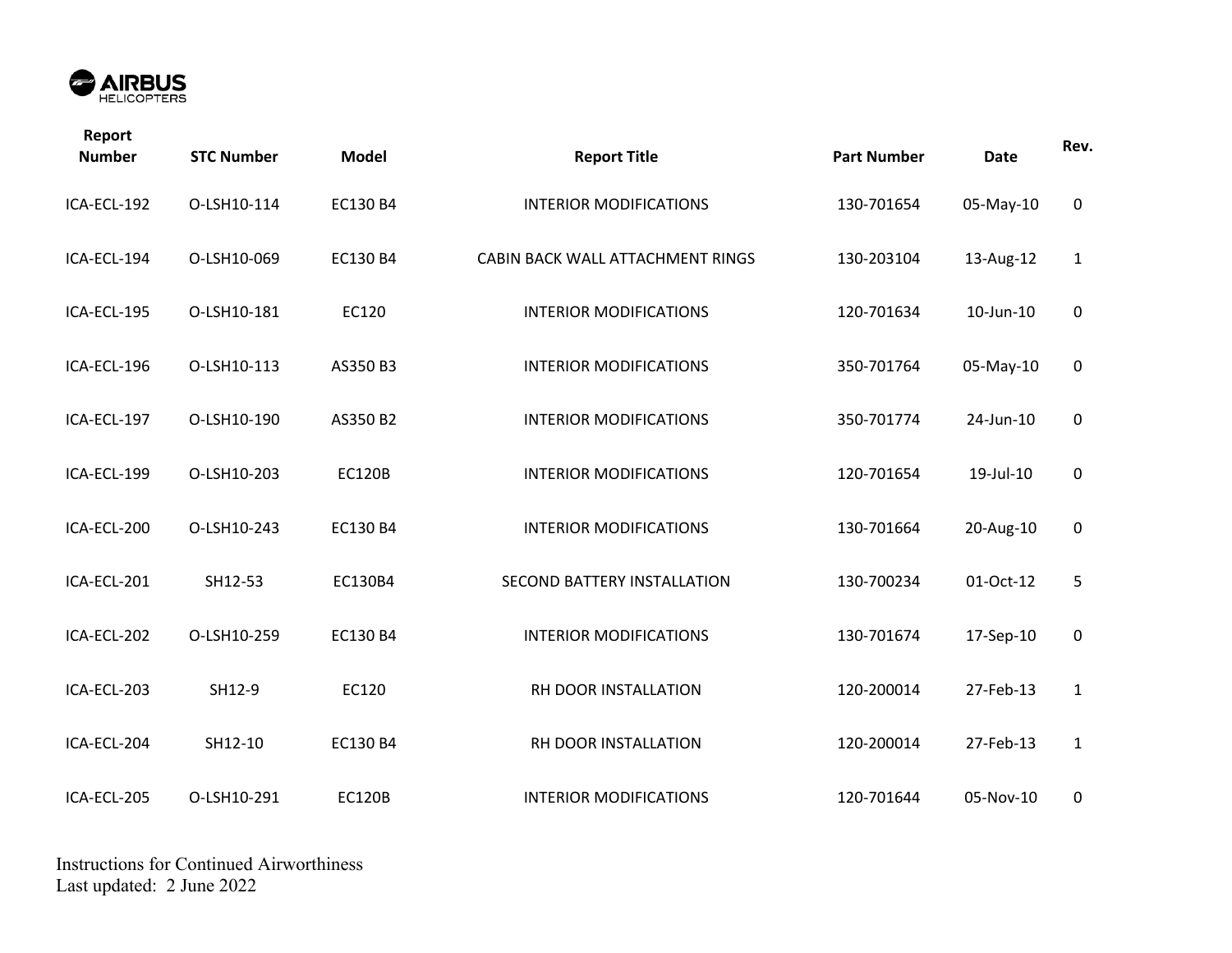| Report Number | STC Number | Model | Report Title | Part Number | Date | Rev. |
| --- | --- | --- | --- | --- | --- | --- |
| ICA-ECL-192 | O-LSH10-114 | EC130 B4 | INTERIOR MODIFICATIONS | 130-701654 | 05-May-10 | 0 |
| ICA-ECL-194 | O-LSH10-069 | EC130 B4 | CABIN BACK WALL ATTACHMENT RINGS | 130-203104 | 13-Aug-12 | 1 |
| ICA-ECL-195 | O-LSH10-181 | EC120 | INTERIOR MODIFICATIONS | 120-701634 | 10-Jun-10 | 0 |
| ICA-ECL-196 | O-LSH10-113 | AS350 B3 | INTERIOR MODIFICATIONS | 350-701764 | 05-May-10 | 0 |
| ICA-ECL-197 | O-LSH10-190 | AS350 B2 | INTERIOR MODIFICATIONS | 350-701774 | 24-Jun-10 | 0 |
| ICA-ECL-199 | O-LSH10-203 | EC120B | INTERIOR MODIFICATIONS | 120-701654 | 19-Jul-10 | 0 |
| ICA-ECL-200 | O-LSH10-243 | EC130 B4 | INTERIOR MODIFICATIONS | 130-701664 | 20-Aug-10 | 0 |
| ICA-ECL-201 | SH12-53 | EC130B4 | SECOND BATTERY INSTALLATION | 130-700234 | 01-Oct-12 | 5 |
| ICA-ECL-202 | O-LSH10-259 | EC130 B4 | INTERIOR MODIFICATIONS | 130-701674 | 17-Sep-10 | 0 |
| ICA-ECL-203 | SH12-9 | EC120 | RH DOOR INSTALLATION | 120-200014 | 27-Feb-13 | 1 |
| ICA-ECL-204 | SH12-10 | EC130 B4 | RH DOOR INSTALLATION | 120-200014 | 27-Feb-13 | 1 |
| ICA-ECL-205 | O-LSH10-291 | EC120B | INTERIOR MODIFICATIONS | 120-701644 | 05-Nov-10 | 0 |

Instructions for Continued Airworthiness
Last updated: 2 June 2022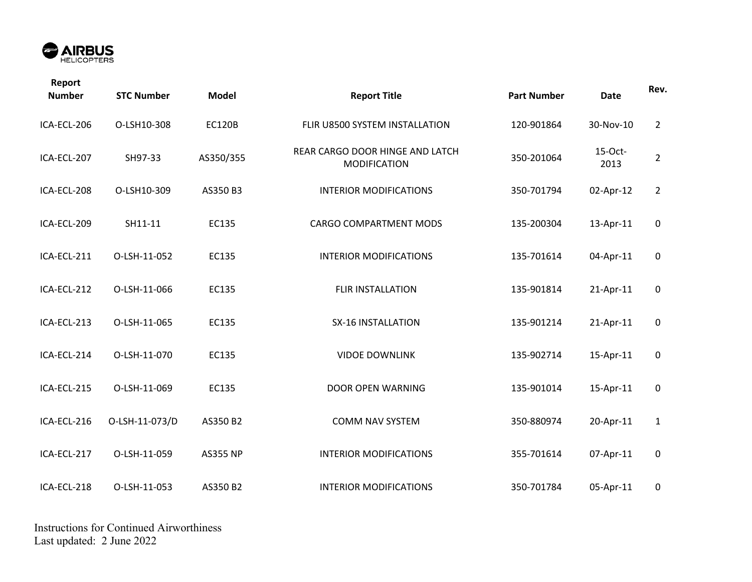| Report Number | STC Number | Model | Report Title | Part Number | Date | Rev. |
|---|---|---|---|---|---|---|
| ICA-ECL-206 | O-LSH10-308 | EC120B | FLIR U8500 SYSTEM INSTALLATION | 120-901864 | 30-Nov-10 | 2 |
| ICA-ECL-207 | SH97-33 | AS350/355 | REAR CARGO DOOR HINGE AND LATCH MODIFICATION | 350-201064 | 15-Oct-2013 | 2 |
| ICA-ECL-208 | O-LSH10-309 | AS350 B3 | INTERIOR MODIFICATIONS | 350-701794 | 02-Apr-12 | 2 |
| ICA-ECL-209 | SH11-11 | EC135 | CARGO COMPARTMENT MODS | 135-200304 | 13-Apr-11 | 0 |
| ICA-ECL-211 | O-LSH-11-052 | EC135 | INTERIOR MODIFICATIONS | 135-701614 | 04-Apr-11 | 0 |
| ICA-ECL-212 | O-LSH-11-066 | EC135 | FLIR INSTALLATION | 135-901814 | 21-Apr-11 | 0 |
| ICA-ECL-213 | O-LSH-11-065 | EC135 | SX-16 INSTALLATION | 135-901214 | 21-Apr-11 | 0 |
| ICA-ECL-214 | O-LSH-11-070 | EC135 | VIDOE DOWNLINK | 135-902714 | 15-Apr-11 | 0 |
| ICA-ECL-215 | O-LSH-11-069 | EC135 | DOOR OPEN WARNING | 135-901014 | 15-Apr-11 | 0 |
| ICA-ECL-216 | O-LSH-11-073/D | AS350 B2 | COMM NAV SYSTEM | 350-880974 | 20-Apr-11 | 1 |
| ICA-ECL-217 | O-LSH-11-059 | AS355 NP | INTERIOR MODIFICATIONS | 355-701614 | 07-Apr-11 | 0 |
| ICA-ECL-218 | O-LSH-11-053 | AS350 B2 | INTERIOR MODIFICATIONS | 350-701784 | 05-Apr-11 | 0 |

Instructions for Continued Airworthiness
Last updated: 2 June 2022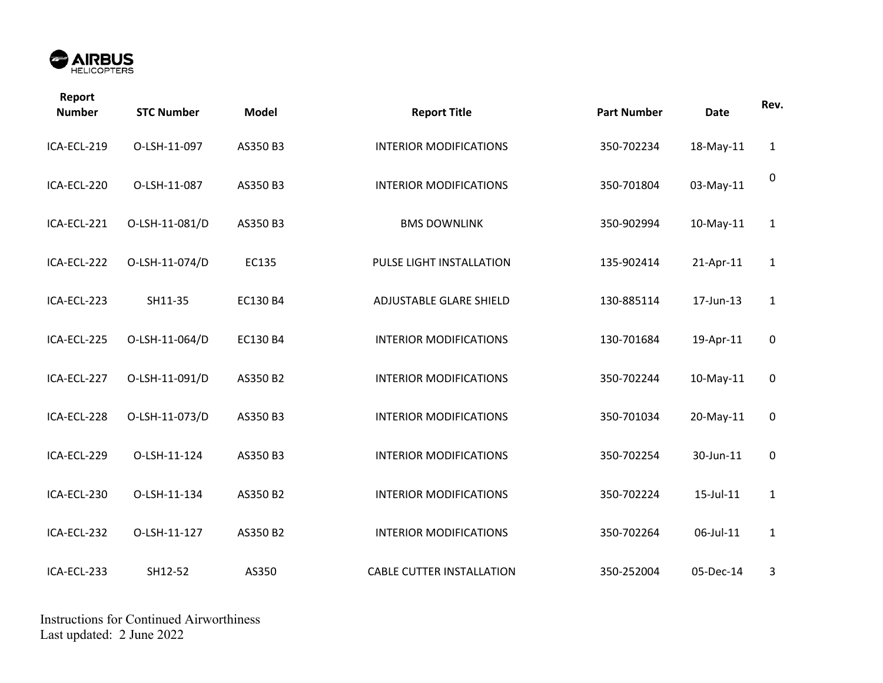| Report Number | STC Number | Model | Report Title | Part Number | Date | Rev. |
|---|---|---|---|---|---|---|
| ICA-ECL-219 | O-LSH-11-097 | AS350 B3 | INTERIOR MODIFICATIONS | 350-702234 | 18-May-11 | 1 |
| ICA-ECL-220 | O-LSH-11-087 | AS350 B3 | INTERIOR MODIFICATIONS | 350-701804 | 03-May-11 | 0 |
| ICA-ECL-221 | O-LSH-11-081/D | AS350 B3 | BMS DOWNLINK | 350-902994 | 10-May-11 | 1 |
| ICA-ECL-222 | O-LSH-11-074/D | EC135 | PULSE LIGHT INSTALLATION | 135-902414 | 21-Apr-11 | 1 |
| ICA-ECL-223 | SH11-35 | EC130 B4 | ADJUSTABLE GLARE SHIELD | 130-885114 | 17-Jun-13 | 1 |
| ICA-ECL-225 | O-LSH-11-064/D | EC130 B4 | INTERIOR MODIFICATIONS | 130-701684 | 19-Apr-11 | 0 |
| ICA-ECL-227 | O-LSH-11-091/D | AS350 B2 | INTERIOR MODIFICATIONS | 350-702244 | 10-May-11 | 0 |
| ICA-ECL-228 | O-LSH-11-073/D | AS350 B3 | INTERIOR MODIFICATIONS | 350-701034 | 20-May-11 | 0 |
| ICA-ECL-229 | O-LSH-11-124 | AS350 B3 | INTERIOR MODIFICATIONS | 350-702254 | 30-Jun-11 | 0 |
| ICA-ECL-230 | O-LSH-11-134 | AS350 B2 | INTERIOR MODIFICATIONS | 350-702224 | 15-Jul-11 | 1 |
| ICA-ECL-232 | O-LSH-11-127 | AS350 B2 | INTERIOR MODIFICATIONS | 350-702264 | 06-Jul-11 | 1 |
| ICA-ECL-233 | SH12-52 | AS350 | CABLE CUTTER INSTALLATION | 350-252004 | 05-Dec-14 | 3 |

Instructions for Continued Airworthiness
Last updated: 2 June 2022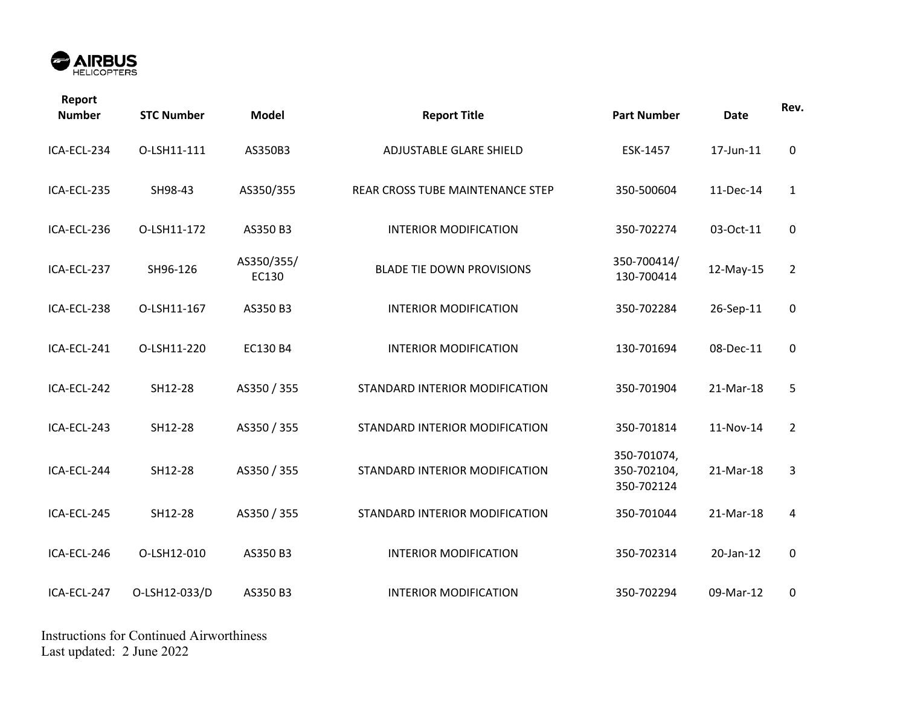| Report Number | STC Number | Model | Report Title | Part Number | Date | Rev. |
|---|---|---|---|---|---|---|
| ICA-ECL-234 | O-LSH11-111 | AS350B3 | ADJUSTABLE GLARE SHIELD | ESK-1457 | 17-Jun-11 | 0 |
| ICA-ECL-235 | SH98-43 | AS350/355 | REAR CROSS TUBE MAINTENANCE STEP | 350-500604 | 11-Dec-14 | 1 |
| ICA-ECL-236 | O-LSH11-172 | AS350 B3 | INTERIOR MODIFICATION | 350-702274 | 03-Oct-11 | 0 |
| ICA-ECL-237 | SH96-126 | AS350/355/ EC130 | BLADE TIE DOWN PROVISIONS | 350-700414/ 130-700414 | 12-May-15 | 2 |
| ICA-ECL-238 | O-LSH11-167 | AS350 B3 | INTERIOR MODIFICATION | 350-702284 | 26-Sep-11 | 0 |
| ICA-ECL-241 | O-LSH11-220 | EC130 B4 | INTERIOR MODIFICATION | 130-701694 | 08-Dec-11 | 0 |
| ICA-ECL-242 | SH12-28 | AS350 / 355 | STANDARD INTERIOR MODIFICATION | 350-701904 | 21-Mar-18 | 5 |
| ICA-ECL-243 | SH12-28 | AS350 / 355 | STANDARD INTERIOR MODIFICATION | 350-701814 | 11-Nov-14 | 2 |
| ICA-ECL-244 | SH12-28 | AS350 / 355 | STANDARD INTERIOR MODIFICATION | 350-701074, 350-702104, 350-702124 | 21-Mar-18 | 3 |
| ICA-ECL-245 | SH12-28 | AS350 / 355 | STANDARD INTERIOR MODIFICATION | 350-701044 | 21-Mar-18 | 4 |
| ICA-ECL-246 | O-LSH12-010 | AS350 B3 | INTERIOR MODIFICATION | 350-702314 | 20-Jan-12 | 0 |
| ICA-ECL-247 | O-LSH12-033/D | AS350 B3 | INTERIOR MODIFICATION | 350-702294 | 09-Mar-12 | 0 |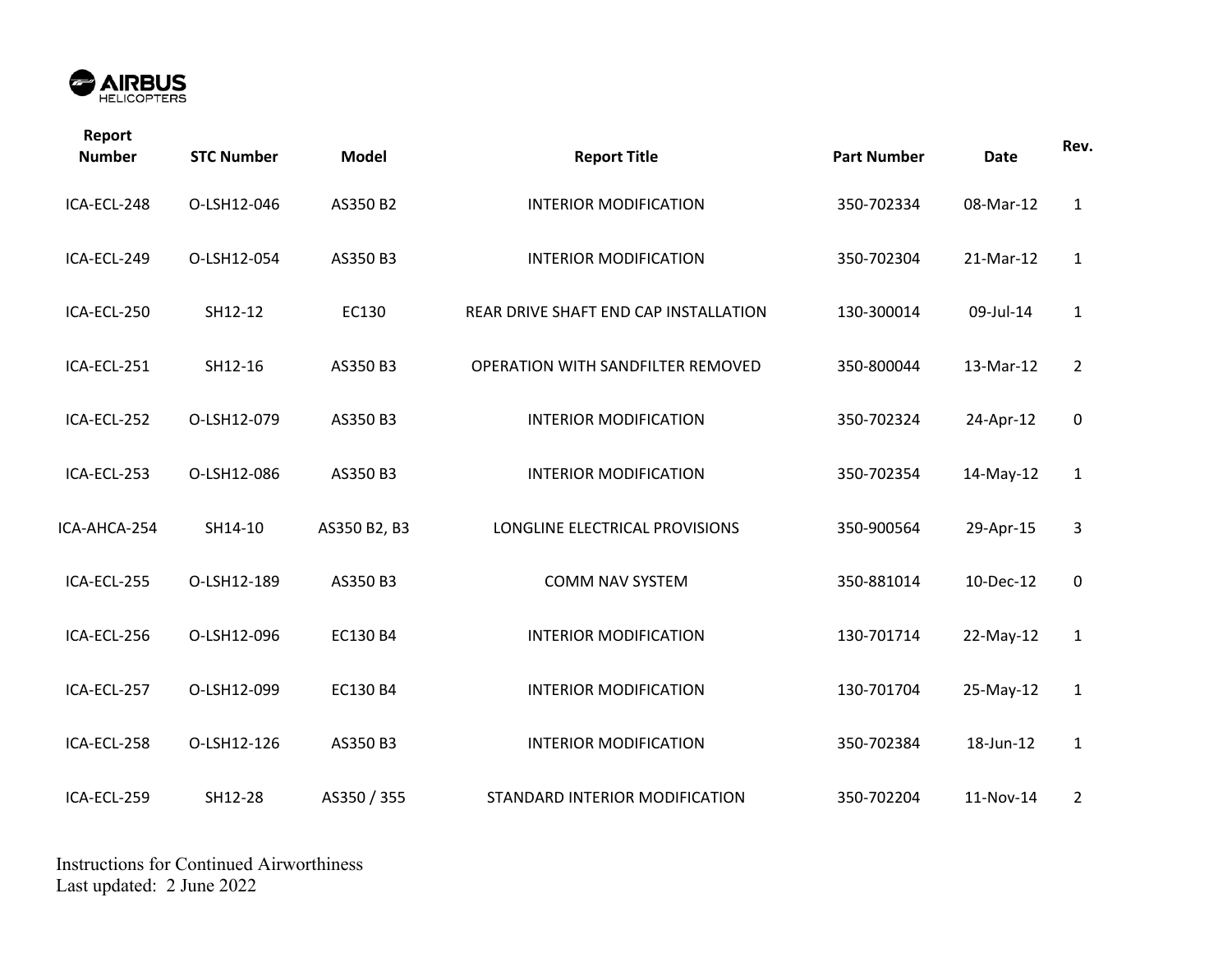| Report Number | STC Number | Model | Report Title | Part Number | Date | Rev. |
|---|---|---|---|---|---|---|
| ICA-ECL-248 | O-LSH12-046 | AS350 B2 | INTERIOR MODIFICATION | 350-702334 | 08-Mar-12 | 1 |
| ICA-ECL-249 | O-LSH12-054 | AS350 B3 | INTERIOR MODIFICATION | 350-702304 | 21-Mar-12 | 1 |
| ICA-ECL-250 | SH12-12 | EC130 | REAR DRIVE SHAFT END CAP INSTALLATION | 130-300014 | 09-Jul-14 | 1 |
| ICA-ECL-251 | SH12-16 | AS350 B3 | OPERATION WITH SANDFILTER REMOVED | 350-800044 | 13-Mar-12 | 2 |
| ICA-ECL-252 | O-LSH12-079 | AS350 B3 | INTERIOR MODIFICATION | 350-702324 | 24-Apr-12 | 0 |
| ICA-ECL-253 | O-LSH12-086 | AS350 B3 | INTERIOR MODIFICATION | 350-702354 | 14-May-12 | 1 |
| ICA-AHCA-254 | SH14-10 | AS350 B2, B3 | LONGLINE ELECTRICAL PROVISIONS | 350-900564 | 29-Apr-15 | 3 |
| ICA-ECL-255 | O-LSH12-189 | AS350 B3 | COMM NAV SYSTEM | 350-881014 | 10-Dec-12 | 0 |
| ICA-ECL-256 | O-LSH12-096 | EC130 B4 | INTERIOR MODIFICATION | 130-701714 | 22-May-12 | 1 |
| ICA-ECL-257 | O-LSH12-099 | EC130 B4 | INTERIOR MODIFICATION | 130-701704 | 25-May-12 | 1 |
| ICA-ECL-258 | O-LSH12-126 | AS350 B3 | INTERIOR MODIFICATION | 350-702384 | 18-Jun-12 | 1 |
| ICA-ECL-259 | SH12-28 | AS350 / 355 | STANDARD INTERIOR MODIFICATION | 350-702204 | 11-Nov-14 | 2 |

Instructions for Continued Airworthiness
Last updated: 2 June 2022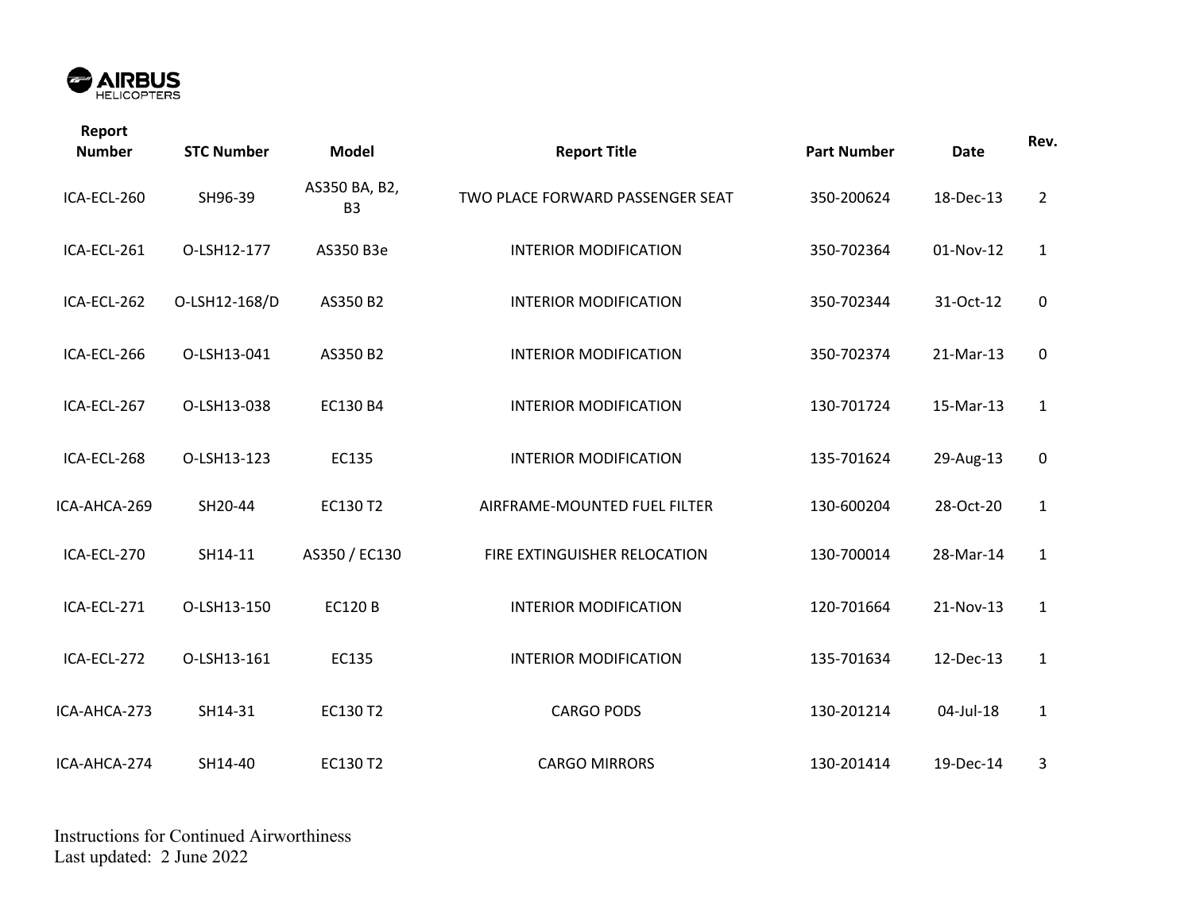| Report Number | STC Number | Model | Report Title | Part Number | Date | Rev. |
| --- | --- | --- | --- | --- | --- | --- |
| ICA-ECL-260 | SH96-39 | AS350 BA, B2, B3 | TWO PLACE FORWARD PASSENGER SEAT | 350-200624 | 18-Dec-13 | 2 |
| ICA-ECL-261 | O-LSH12-177 | AS350 B3e | INTERIOR MODIFICATION | 350-702364 | 01-Nov-12 | 1 |
| ICA-ECL-262 | O-LSH12-168/D | AS350 B2 | INTERIOR MODIFICATION | 350-702344 | 31-Oct-12 | 0 |
| ICA-ECL-266 | O-LSH13-041 | AS350 B2 | INTERIOR MODIFICATION | 350-702374 | 21-Mar-13 | 0 |
| ICA-ECL-267 | O-LSH13-038 | EC130 B4 | INTERIOR MODIFICATION | 130-701724 | 15-Mar-13 | 1 |
| ICA-ECL-268 | O-LSH13-123 | EC135 | INTERIOR MODIFICATION | 135-701624 | 29-Aug-13 | 0 |
| ICA-AHCA-269 | SH20-44 | EC130 T2 | AIRFRAME-MOUNTED FUEL FILTER | 130-600204 | 28-Oct-20 | 1 |
| ICA-ECL-270 | SH14-11 | AS350 / EC130 | FIRE EXTINGUISHER RELOCATION | 130-700014 | 28-Mar-14 | 1 |
| ICA-ECL-271 | O-LSH13-150 | EC120 B | INTERIOR MODIFICATION | 120-701664 | 21-Nov-13 | 1 |
| ICA-ECL-272 | O-LSH13-161 | EC135 | INTERIOR MODIFICATION | 135-701634 | 12-Dec-13 | 1 |
| ICA-AHCA-273 | SH14-31 | EC130 T2 | CARGO PODS | 130-201214 | 04-Jul-18 | 1 |
| ICA-AHCA-274 | SH14-40 | EC130 T2 | CARGO MIRRORS | 130-201414 | 19-Dec-14 | 3 |

Instructions for Continued Airworthiness
Last updated: 2 June 2022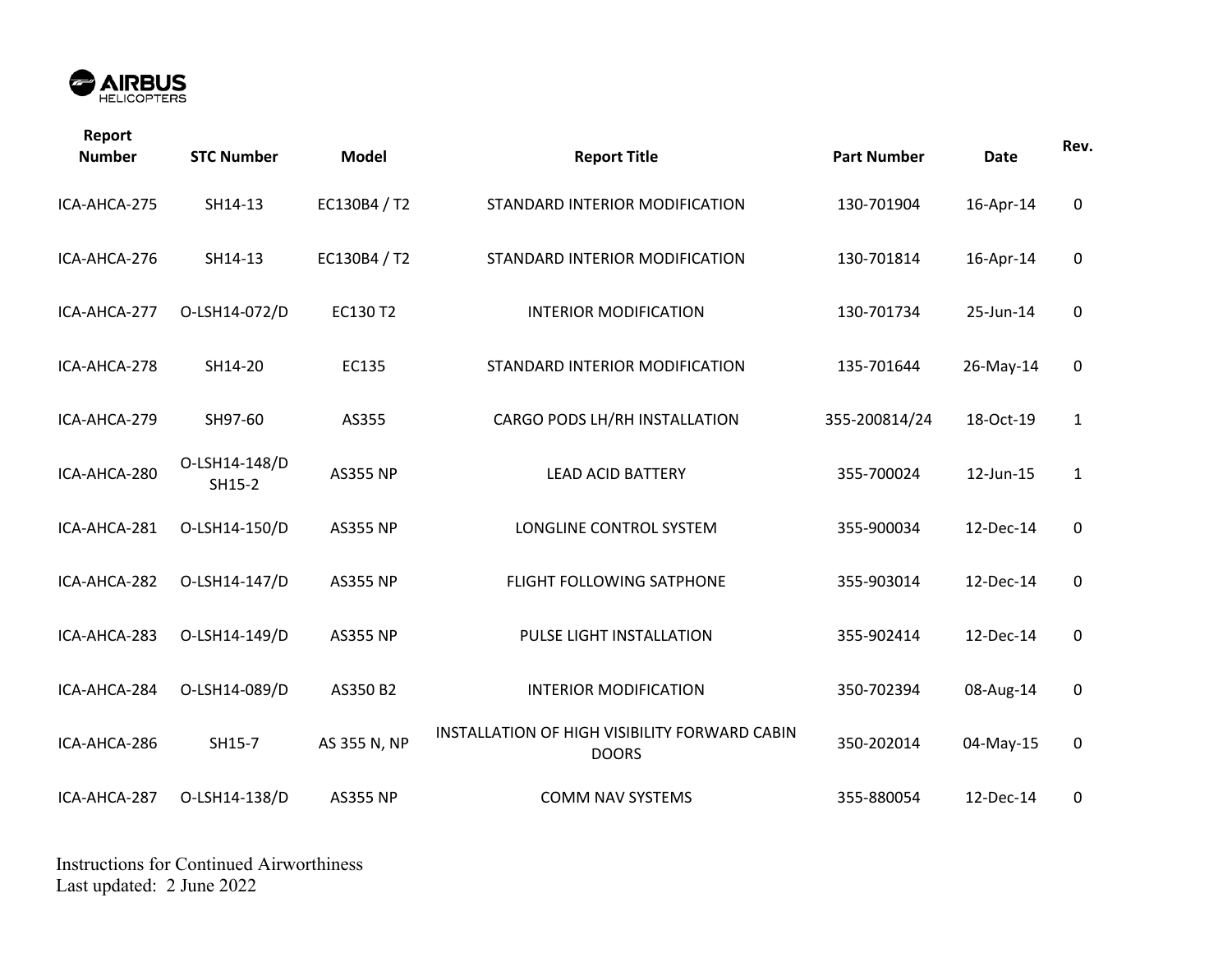| Report Number | STC Number | Model | Report Title | Part Number | Date | Rev. |
|---|---|---|---|---|---|---|
| ICA-AHCA-275 | SH14-13 | EC130B4 / T2 | STANDARD INTERIOR MODIFICATION | 130-701904 | 16-Apr-14 | 0 |
| ICA-AHCA-276 | SH14-13 | EC130B4 / T2 | STANDARD INTERIOR MODIFICATION | 130-701814 | 16-Apr-14 | 0 |
| ICA-AHCA-277 | O-LSH14-072/D | EC130 T2 | INTERIOR MODIFICATION | 130-701734 | 25-Jun-14 | 0 |
| ICA-AHCA-278 | SH14-20 | EC135 | STANDARD INTERIOR MODIFICATION | 135-701644 | 26-May-14 | 0 |
| ICA-AHCA-279 | SH97-60 | AS355 | CARGO PODS LH/RH INSTALLATION | 355-200814/24 | 18-Oct-19 | 1 |
| ICA-AHCA-280 | O-LSH14-148/D SH15-2 | AS355 NP | LEAD ACID BATTERY | 355-700024 | 12-Jun-15 | 1 |
| ICA-AHCA-281 | O-LSH14-150/D | AS355 NP | LONGLINE CONTROL SYSTEM | 355-900034 | 12-Dec-14 | 0 |
| ICA-AHCA-282 | O-LSH14-147/D | AS355 NP | FLIGHT FOLLOWING SATPHONE | 355-903014 | 12-Dec-14 | 0 |
| ICA-AHCA-283 | O-LSH14-149/D | AS355 NP | PULSE LIGHT INSTALLATION | 355-902414 | 12-Dec-14 | 0 |
| ICA-AHCA-284 | O-LSH14-089/D | AS350 B2 | INTERIOR MODIFICATION | 350-702394 | 08-Aug-14 | 0 |
| ICA-AHCA-286 | SH15-7 | AS 355 N, NP | INSTALLATION OF HIGH VISIBILITY FORWARD CABIN DOORS | 350-202014 | 04-May-15 | 0 |
| ICA-AHCA-287 | O-LSH14-138/D | AS355 NP | COMM NAV SYSTEMS | 355-880054 | 12-Dec-14 | 0 |

Instructions for Continued Airworthiness
Last updated: 2 June 2022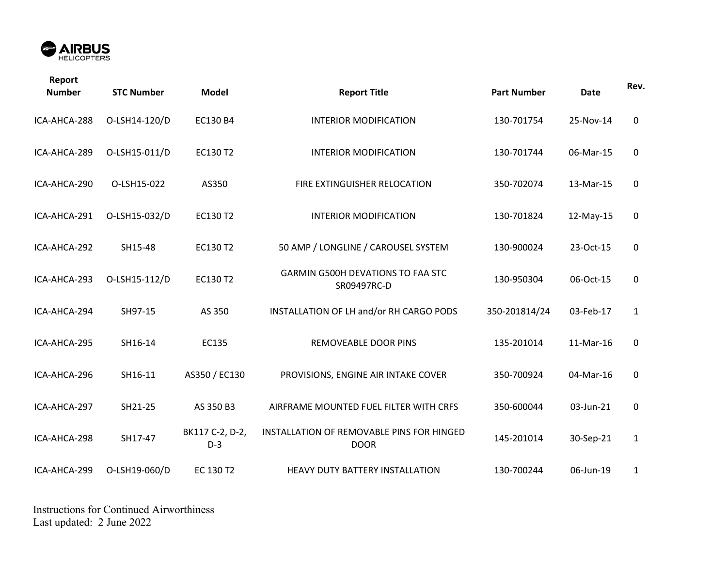AIRBUS HELICOPTERS

| Report Number | STC Number | Model | Report Title | Part Number | Date | Rev. |
|---|---|---|---|---|---|---|
| ICA-AHCA-288 | O-LSH14-120/D | EC130 B4 | INTERIOR MODIFICATION | 130-701754 | 25-Nov-14 | 0 |
| ICA-AHCA-289 | O-LSH15-011/D | EC130 T2 | INTERIOR MODIFICATION | 130-701744 | 06-Mar-15 | 0 |
| ICA-AHCA-290 | O-LSH15-022 | AS350 | FIRE EXTINGUISHER RELOCATION | 350-702074 | 13-Mar-15 | 0 |
| ICA-AHCA-291 | O-LSH15-032/D | EC130 T2 | INTERIOR MODIFICATION | 130-701824 | 12-May-15 | 0 |
| ICA-AHCA-292 | SH15-48 | EC130 T2 | 50 AMP / LONGLINE / CAROUSEL SYSTEM | 130-900024 | 23-Oct-15 | 0 |
| ICA-AHCA-293 | O-LSH15-112/D | EC130 T2 | GARMIN G500H DEVATIONS TO FAA STC SR09497RC-D | 130-950304 | 06-Oct-15 | 0 |
| ICA-AHCA-294 | SH97-15 | AS 350 | INSTALLATION OF LH and/or RH CARGO PODS | 350-201814/24 | 03-Feb-17 | 1 |
| ICA-AHCA-295 | SH16-14 | EC135 | REMOVEABLE DOOR PINS | 135-201014 | 11-Mar-16 | 0 |
| ICA-AHCA-296 | SH16-11 | AS350 / EC130 | PROVISIONS, ENGINE AIR INTAKE COVER | 350-700924 | 04-Mar-16 | 0 |
| ICA-AHCA-297 | SH21-25 | AS 350 B3 | AIRFRAME MOUNTED FUEL FILTER WITH CRFS | 350-600044 | 03-Jun-21 | 0 |
| ICA-AHCA-298 | SH17-47 | BK117 C-2, D-2, D-3 | INSTALLATION OF REMOVABLE PINS FOR HINGED DOOR | 145-201014 | 30-Sep-21 | 1 |
| ICA-AHCA-299 | O-LSH19-060/D | EC 130 T2 | HEAVY DUTY BATTERY INSTALLATION | 130-700244 | 06-Jun-19 | 1 |

Instructions for Continued Airworthiness
Last updated: 2 June 2022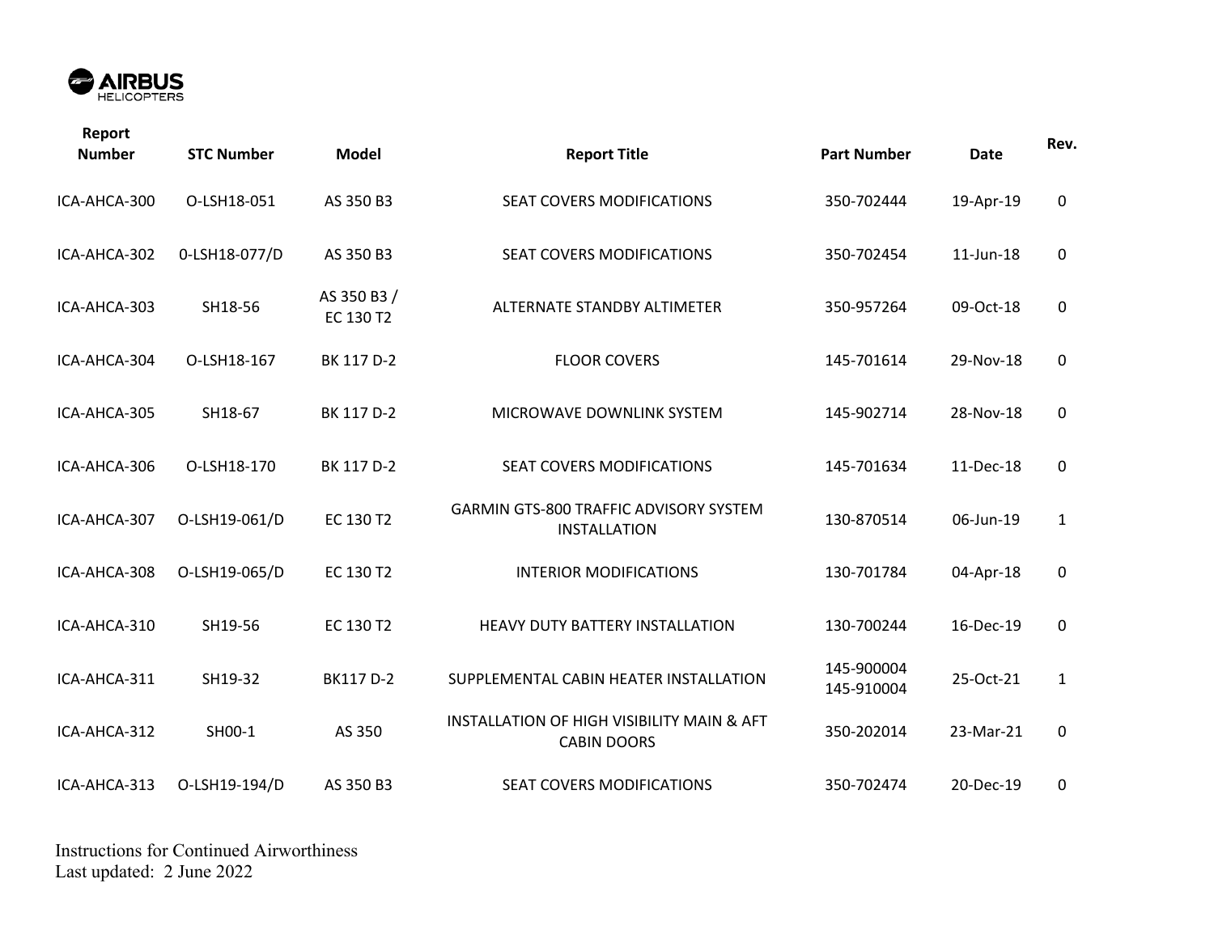| Report Number | STC Number | Model | Report Title | Part Number | Date | Rev. |
|---|---|---|---|---|---|---|
| ICA-AHCA-300 | O-LSH18-051 | AS 350 B3 | SEAT COVERS MODIFICATIONS | 350-702444 | 19-Apr-19 | 0 |
| ICA-AHCA-302 | 0-LSH18-077/D | AS 350 B3 | SEAT COVERS MODIFICATIONS | 350-702454 | 11-Jun-18 | 0 |
| ICA-AHCA-303 | SH18-56 | AS 350 B3 / EC 130 T2 | ALTERNATE STANDBY ALTIMETER | 350-957264 | 09-Oct-18 | 0 |
| ICA-AHCA-304 | O-LSH18-167 | BK 117 D-2 | FLOOR COVERS | 145-701614 | 29-Nov-18 | 0 |
| ICA-AHCA-305 | SH18-67 | BK 117 D-2 | MICROWAVE DOWNLINK SYSTEM | 145-902714 | 28-Nov-18 | 0 |
| ICA-AHCA-306 | O-LSH18-170 | BK 117 D-2 | SEAT COVERS MODIFICATIONS | 145-701634 | 11-Dec-18 | 0 |
| ICA-AHCA-307 | O-LSH19-061/D | EC 130 T2 | GARMIN GTS-800 TRAFFIC ADVISORY SYSTEM INSTALLATION | 130-870514 | 06-Jun-19 | 1 |
| ICA-AHCA-308 | O-LSH19-065/D | EC 130 T2 | INTERIOR MODIFICATIONS | 130-701784 | 04-Apr-18 | 0 |
| ICA-AHCA-310 | SH19-56 | EC 130 T2 | HEAVY DUTY BATTERY INSTALLATION | 130-700244 | 16-Dec-19 | 0 |
| ICA-AHCA-311 | SH19-32 | BK117 D-2 | SUPPLEMENTAL CABIN HEATER INSTALLATION | 145-900004 145-910004 | 25-Oct-21 | 1 |
| ICA-AHCA-312 | SH00-1 | AS 350 | INSTALLATION OF HIGH VISIBILITY MAIN & AFT CABIN DOORS | 350-202014 | 23-Mar-21 | 0 |
| ICA-AHCA-313 | O-LSH19-194/D | AS 350 B3 | SEAT COVERS MODIFICATIONS | 350-702474 | 20-Dec-19 | 0 |

Instructions for Continued Airworthiness
Last updated: 2 June 2022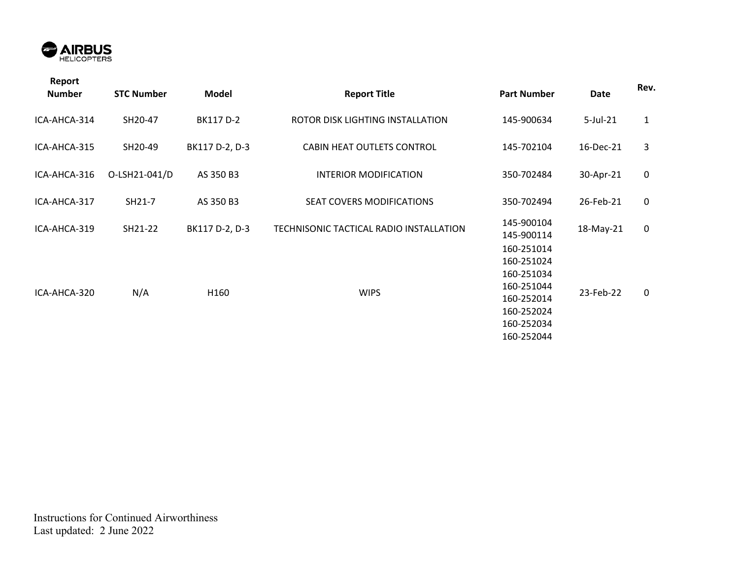| Report Number | STC Number | Model | Report Title | Part Number | Date | Rev. |
|---|---|---|---|---|---|---|
| ICA-AHCA-314 | SH20-47 | BK117 D-2 | ROTOR DISK LIGHTING INSTALLATION | 145-900634 | 5-Jul-21 | 1 |
| ICA-AHCA-315 | SH20-49 | BK117 D-2, D-3 | CABIN HEAT OUTLETS CONTROL | 145-702104 | 16-Dec-21 | 3 |
| ICA-AHCA-316 | O-LSH21-041/D | AS 350 B3 | INTERIOR MODIFICATION | 350-702484 | 30-Apr-21 | 0 |
| ICA-AHCA-317 | SH21-7 | AS 350 B3 | SEAT COVERS MODIFICATIONS | 350-702494 | 26-Feb-21 | 0 |
| ICA-AHCA-319 | SH21-22 | BK117 D-2, D-3 | TECHNISONIC TACTICAL RADIO INSTALLATION | 145-900104<br>145-900114 | 18-May-21 | 0 |
| ICA-AHCA-320 | N/A | H160 | WIPS | 160-251014<br>160-251024<br>160-251034<br>160-251044<br>160-252014<br>160-252024<br>160-252034<br>160-252044 | 23-Feb-22 | 0 |

Instructions for Continued Airworthiness
Last updated: 2 June 2022